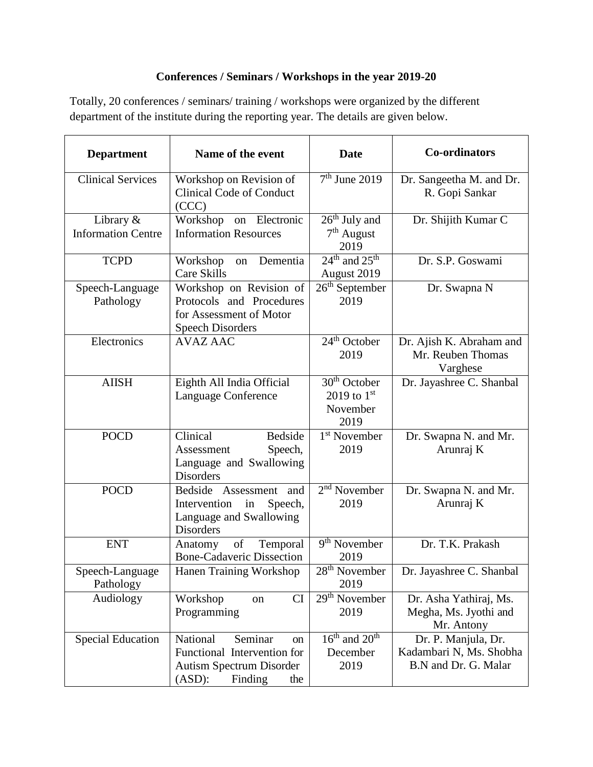## Conferences / Seminars / Workshops in the year 2019-20

Totally, 20 conferences / seminars/ training / workshops were organized by the different department of the institute during the reporting year. The details are given below.

| Department | Name of the event | Date | Co-ordinators |
|---|---|---|---|
| Clinical Services | Workshop on Revision of Clinical Code of Conduct (CCC) | 7th June 2019 | Dr. Sangeetha M. and Dr. R. Gopi Sankar |
| Library & Information Centre | Workshop on Electronic Information Resources | 26th July and 7th August 2019 | Dr. Shijith Kumar C |
| TCPD | Workshop on Dementia Care Skills | 24th and 25th August 2019 | Dr. S.P. Goswami |
| Speech-Language Pathology | Workshop on Revision of Protocols and Procedures for Assessment of Motor Speech Disorders | 26th September 2019 | Dr. Swapna N |
| Electronics | AVAZ AAC | 24th October 2019 | Dr. Ajish K. Abraham and Mr. Reuben Thomas Varghese |
| AIISH | Eighth All India Official Language Conference | 30th October 2019 to 1st November 2019 | Dr. Jayashree C. Shanbal |
| POCD | Clinical Bedside Assessment Speech, Language and Swallowing Disorders | 1st November 2019 | Dr. Swapna N. and Mr. Arunraj K |
| POCD | Bedside Assessment and Intervention in Speech, Language and Swallowing Disorders | 2nd November 2019 | Dr. Swapna N. and Mr. Arunraj K |
| ENT | Anatomy of Temporal Bone-Cadaveric Dissection | 9th November 2019 | Dr. T.K. Prakash |
| Speech-Language Pathology | Hanen Training Workshop | 28th November 2019 | Dr. Jayashree C. Shanbal |
| Audiology | Workshop on CI Programming | 29th November 2019 | Dr. Asha Yathiraj, Ms. Megha, Ms. Jyothi and Mr. Antony |
| Special Education | National Seminar on Functional Intervention for Autism Spectrum Disorder (ASD): Finding the | 16th and 20th December 2019 | Dr. P. Manjula, Dr. Kadambari N, Ms. Shobha B.N and Dr. G. Malar |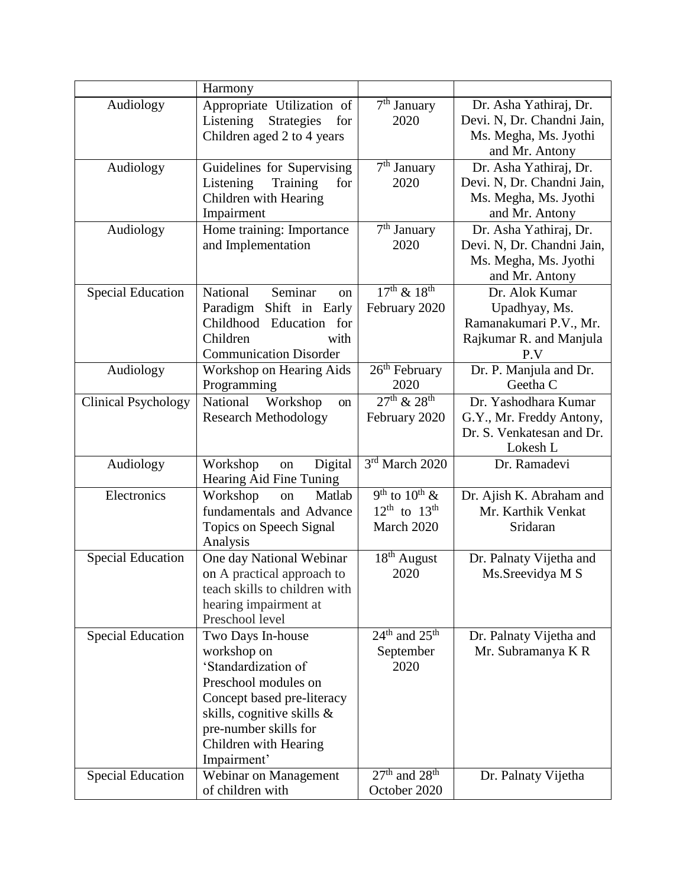| | Harmony | | |
|---|---|---|---|
| Audiology | Appropriate Utilization of Listening Strategies for Children aged 2 to 4 years | 7th January 2020 | Dr. Asha Yathiraj, Dr. Devi. N, Dr. Chandni Jain, Ms. Megha, Ms. Jyothi and Mr. Antony |
| Audiology | Guidelines for Supervising Listening Training for Children with Hearing Impairment | 7th January 2020 | Dr. Asha Yathiraj, Dr. Devi. N, Dr. Chandni Jain, Ms. Megha, Ms. Jyothi and Mr. Antony |
| Audiology | Home training: Importance and Implementation | 7th January 2020 | Dr. Asha Yathiraj, Dr. Devi. N, Dr. Chandni Jain, Ms. Megha, Ms. Jyothi and Mr. Antony |
| Special Education | National Seminar on Paradigm Shift in Early Childhood Education for Children with Communication Disorder | 17th & 18th February 2020 | Dr. Alok Kumar Upadhyay, Ms. Ramanakumari P.V., Mr. Rajkumar R. and Manjula P.V |
| Audiology | Workshop on Hearing Aids Programming | 26th February 2020 | Dr. P. Manjula and Dr. Geetha C |
| Clinical Psychology | National Workshop on Research Methodology | 27th & 28th February 2020 | Dr. Yashodhara Kumar G.Y., Mr. Freddy Antony, Dr. S. Venkatesan and Dr. Lokesh L |
| Audiology | Workshop on Digital Hearing Aid Fine Tuning | 3rd March 2020 | Dr. Ramadevi |
| Electronics | Workshop on Matlab fundamentals and Advance Topics on Speech Signal Analysis | 9th to 10th & 12th to 13th March 2020 | Dr. Ajish K. Abraham and Mr. Karthik Venkat Sridaran |
| Special Education | One day National Webinar on A practical approach to teach skills to children with hearing impairment at Preschool level | 18th August 2020 | Dr. Palnaty Vijetha and Ms.Sreevidya M S |
| Special Education | Two Days In-house workshop on 'Standardization of Preschool modules on Concept based pre-literacy skills, cognitive skills & pre-number skills for Children with Hearing Impairment' | 24th and 25th September 2020 | Dr. Palnaty Vijetha and Mr. Subramanya K R |
| Special Education | Webinar on Management of children with | 27th and 28th October 2020 | Dr. Palnaty Vijetha |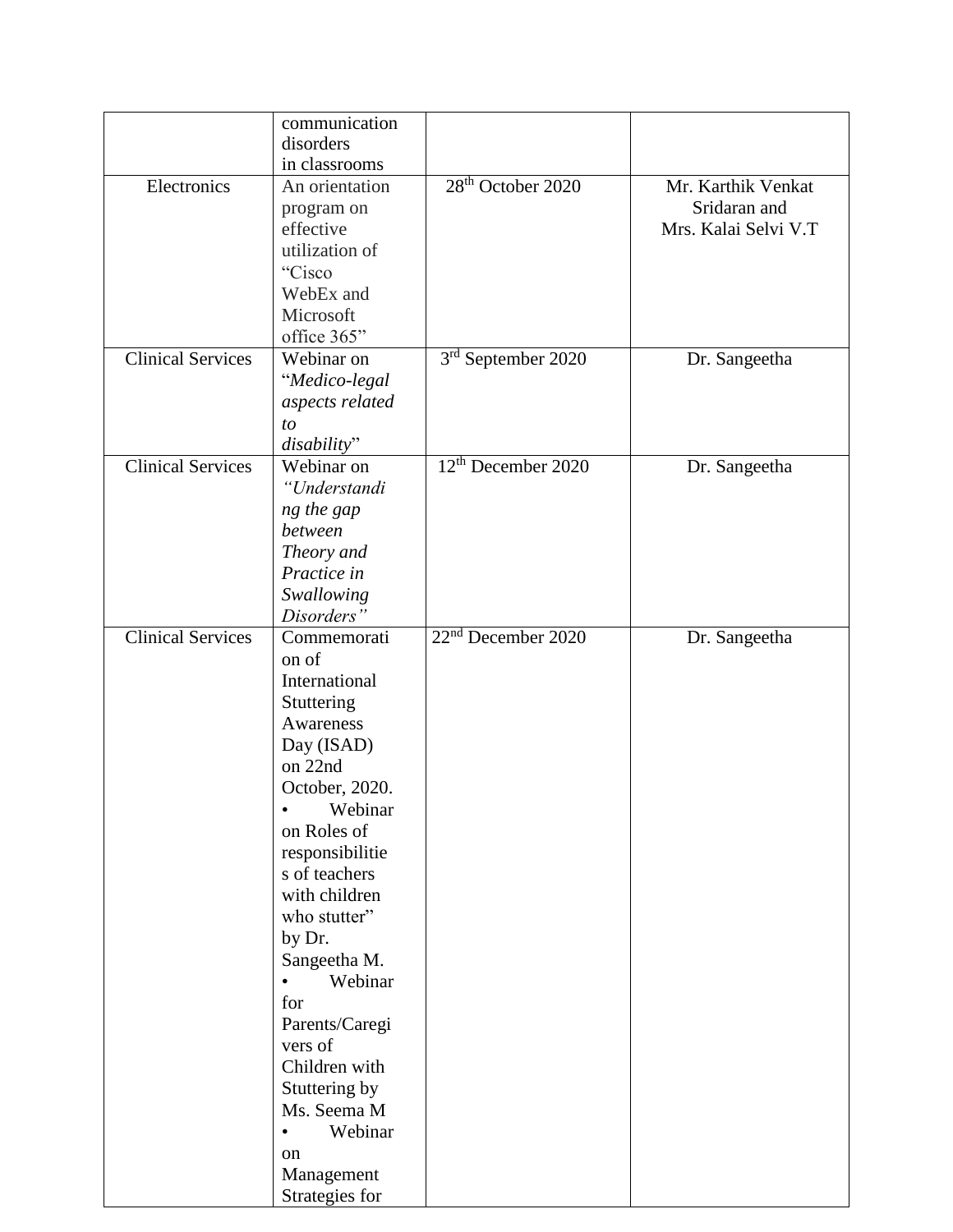| | | | |
|---|---|---|---|
| | communication disorders in classrooms | | |
| Electronics | An orientation program on effective utilization of "Cisco WebEx and Microsoft office 365" | 28th October 2020 | Mr. Karthik Venkat Sridaran and Mrs. Kalai Selvi V.T |
| Clinical Services | Webinar on "*Medico-legal aspects related to disability*" | 3rd September 2020 | Dr. Sangeetha |
| Clinical Services | Webinar on *"Understanding the gap between Theory and Practice in Swallowing Disorders"* | 12th December 2020 | Dr. Sangeetha |
| Clinical Services | Commemoration of International Stuttering Awareness Day (ISAD) on 22nd October, 2020. • Webinar on Roles of responsibilities of teachers with children who stutter" by Dr. Sangeetha M. • Webinar for Parents/Caregivers of Children with Stuttering by Ms. Seema M • Webinar on Management Strategies for | 22nd December 2020 | Dr. Sangeetha |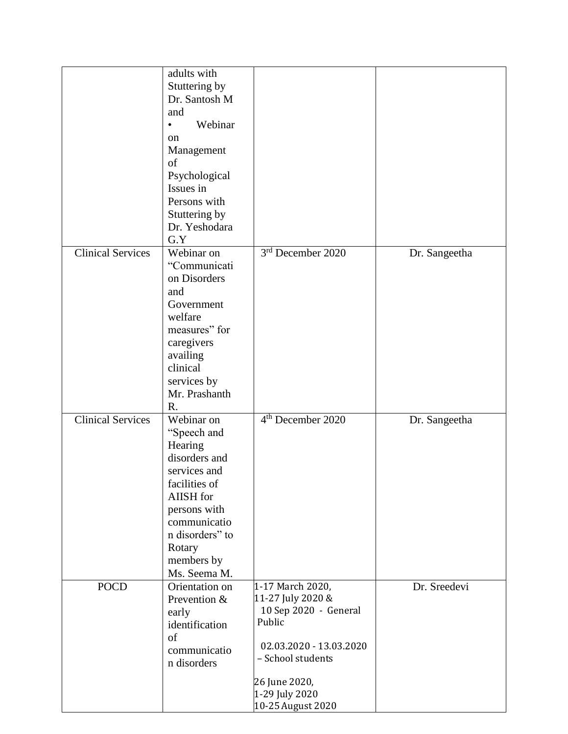| | | | |
|---|---|---|---|
| | adults with Stuttering by Dr. Santosh M and • Webinar on Management of Psychological Issues in Persons with Stuttering by Dr. Yeshodara G.Y | | |
| Clinical Services | Webinar on "Communication Disorders and Government welfare measures" for caregivers availing clinical services by Mr. Prashanth R. | 3rd December 2020 | Dr. Sangeetha |
| Clinical Services | Webinar on "Speech and Hearing disorders and services and facilities of AIISH for persons with communication disorders" to Rotary members by Ms. Seema M. | 4th December 2020 | Dr. Sangeetha |
| POCD | Orientation on Prevention & early identification of communication disorders | 1-17 March 2020, 11-27 July 2020 & 10 Sep 2020 - General Public<br><br>02.03.2020 - 13.03.2020 – School students<br><br>26 June 2020, 1-29 July 2020 10-25 August 2020 | Dr. Sreedevi |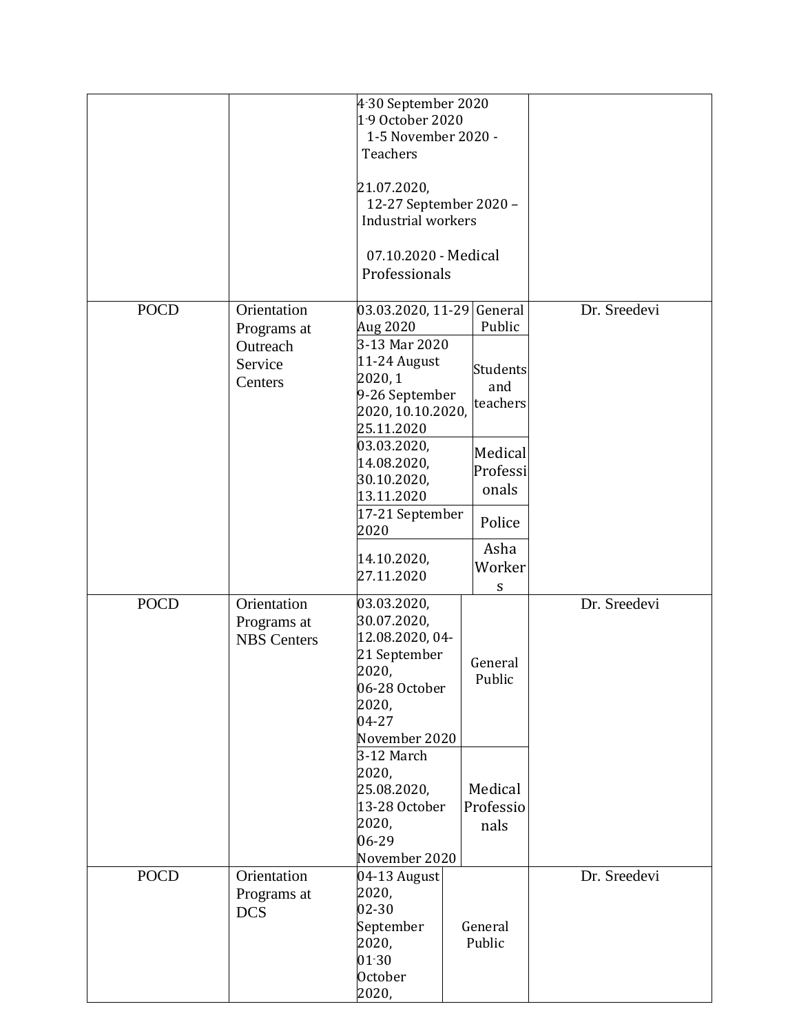| | | | | |
|---|---|---|---|---|
| | | 4-30 September 2020<br>1-9 October 2020<br>1-5 November 2020 - Teachers<br><br>21.07.2020,<br>12-27 September 2020 – Industrial workers<br><br>07.10.2020 - Medical Professionals | | |
| POCD | Orientation Programs at Outreach Service Centers | 03.03.2020, 11-29 Aug 2020 | General Public | Dr. Sreedevi |
| | | 3-13 Mar 2020<br>11-24 August 2020, 1<br>9-26 September 2020, 10.10.2020, 25.11.2020 | Students and teachers | |
| | | 03.03.2020, 14.08.2020, 30.10.2020, 13.11.2020 | Medical Professionals | |
| | | 17-21 September 2020 | Police | |
| | | 14.10.2020, 27.11.2020 | Asha Workers | |
| POCD | Orientation Programs at NBS Centers | 03.03.2020, 30.07.2020, 12.08.2020, 04-21 September 2020,<br>06-28 October 2020,<br>04-27 November 2020 | General Public | Dr. Sreedevi |
| | | 3-12 March 2020, 25.08.2020, 13-28 October 2020,<br>06-29 November 2020 | Medical Professionals | |
| POCD | Orientation Programs at DCS | 04-13 August 2020,<br>02-30 September 2020,<br>01-30 October 2020, | General Public | Dr. Sreedevi |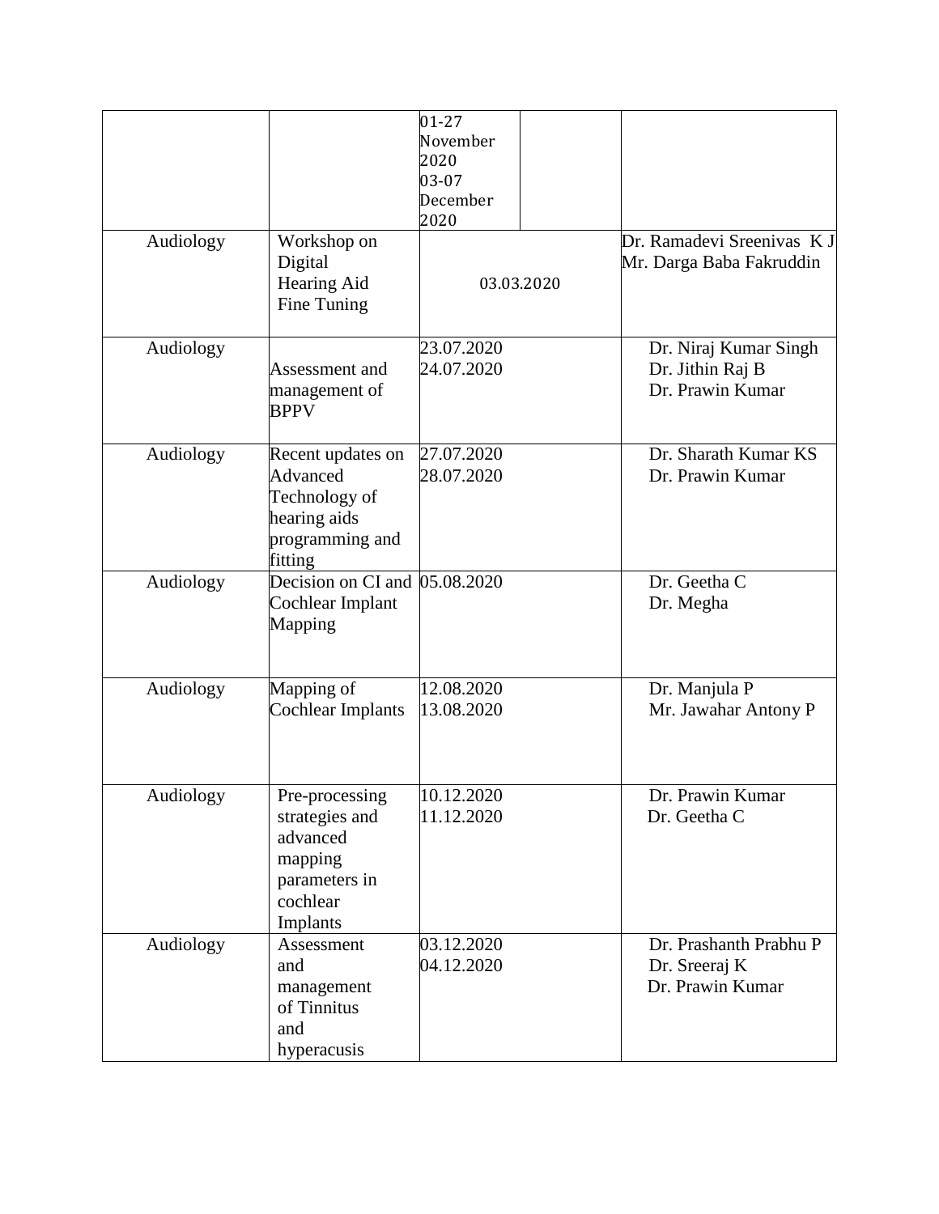| | | | | |
|---|---|---|---|---|
| | | 01-27 November 2020<br>03-07 December 2020 | | |
| Audiology | Workshop on Digital Hearing Aid Fine Tuning | 03.03.2020 | | Dr. Ramadevi Sreenivas K J<br>Mr. Darga Baba Fakruddin |
| Audiology | Assessment and management of BPPV | 23.07.2020<br>24.07.2020 | | Dr. Niraj Kumar Singh<br>Dr. Jithin Raj B<br>Dr. Prawin Kumar |
| Audiology | Recent updates on Advanced Technology of hearing aids programming and fitting | 27.07.2020<br>28.07.2020 | | Dr. Sharath Kumar KS<br>Dr. Prawin Kumar |
| Audiology | Decision on CI and Cochlear Implant Mapping | 05.08.2020 | | Dr. Geetha C<br>Dr. Megha |
| Audiology | Mapping of Cochlear Implants | 12.08.2020<br>13.08.2020 | | Dr. Manjula P<br>Mr. Jawahar Antony P |
| Audiology | Pre-processing strategies and advanced mapping parameters in cochlear Implants | 10.12.2020<br>11.12.2020 | | Dr. Prawin Kumar<br>Dr. Geetha C |
| Audiology | Assessment and management of Tinnitus and hyperacusis | 03.12.2020<br>04.12.2020 | | Dr. Prashanth Prabhu P<br>Dr. Sreeraj K<br>Dr. Prawin Kumar |